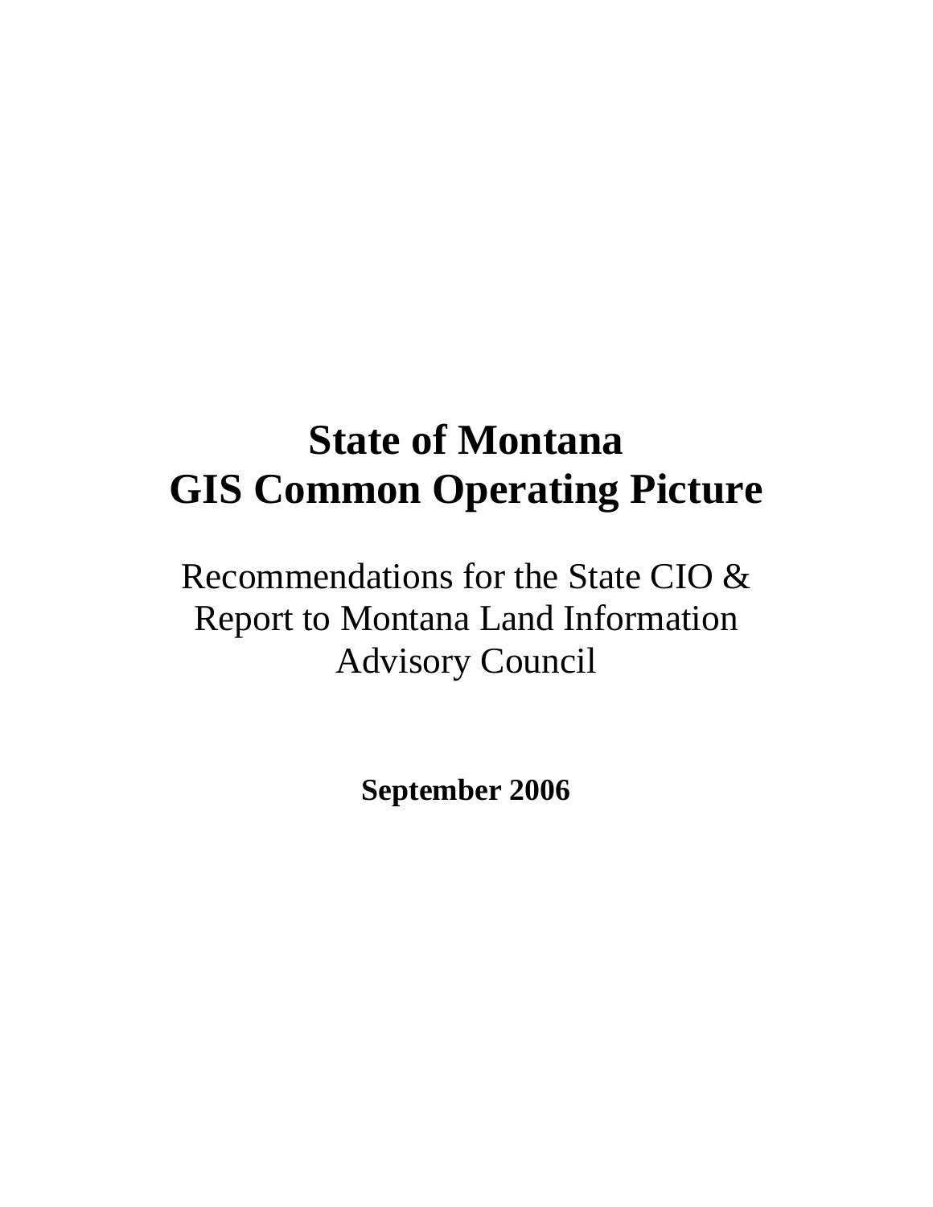# State of Montana
# GIS Common Operating Picture

Recommendations for the State CIO & Report to Montana Land Information Advisory Council

**September 2006**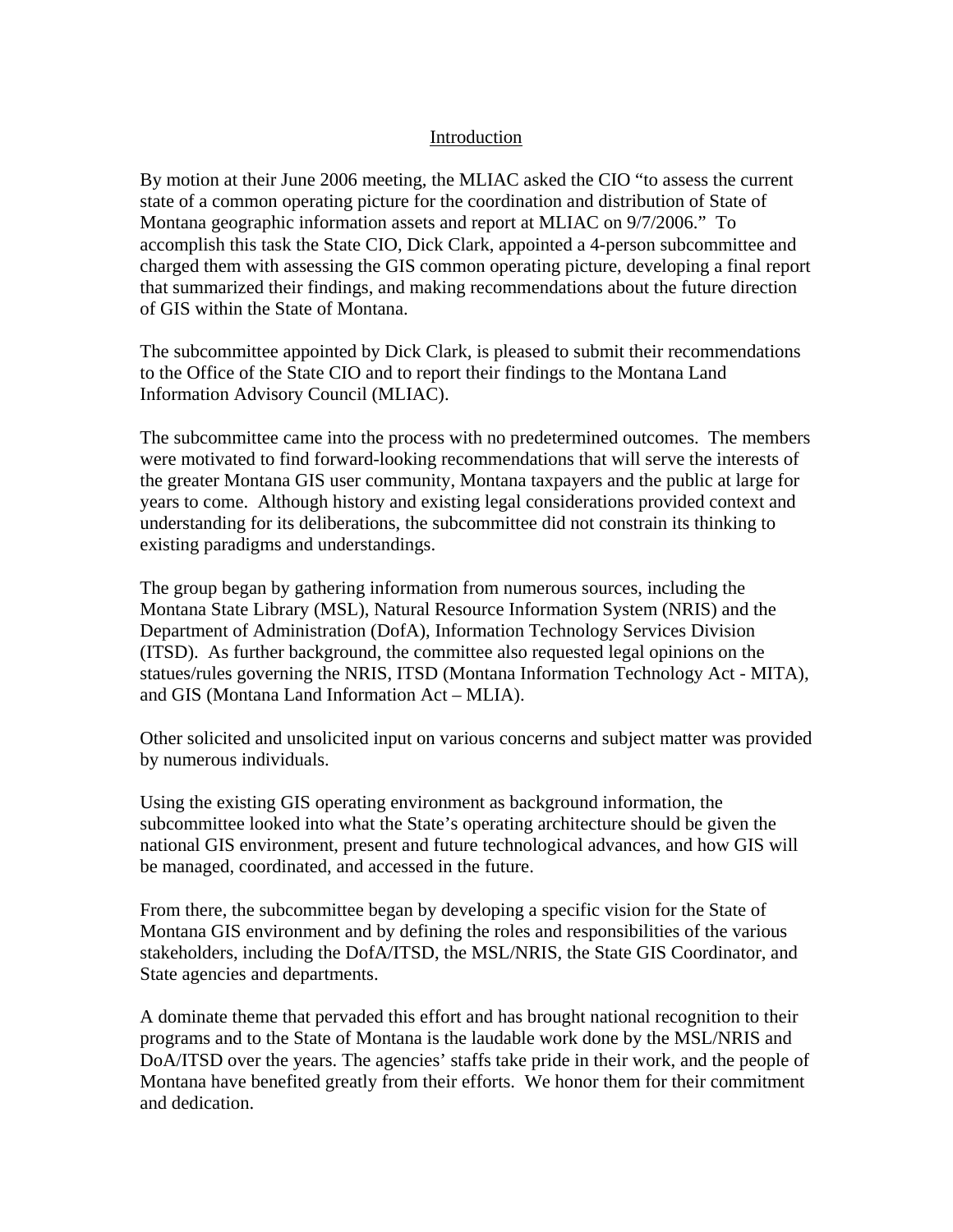## Introduction

By motion at their June 2006 meeting, the MLIAC asked the CIO "to assess the current state of a common operating picture for the coordination and distribution of State of Montana geographic information assets and report at MLIAC on 9/7/2006." To accomplish this task the State CIO, Dick Clark, appointed a 4-person subcommittee and charged them with assessing the GIS common operating picture, developing a final report that summarized their findings, and making recommendations about the future direction of GIS within the State of Montana.

The subcommittee appointed by Dick Clark, is pleased to submit their recommendations to the Office of the State CIO and to report their findings to the Montana Land Information Advisory Council (MLIAC).

The subcommittee came into the process with no predetermined outcomes. The members were motivated to find forward-looking recommendations that will serve the interests of the greater Montana GIS user community, Montana taxpayers and the public at large for years to come. Although history and existing legal considerations provided context and understanding for its deliberations, the subcommittee did not constrain its thinking to existing paradigms and understandings.

The group began by gathering information from numerous sources, including the Montana State Library (MSL), Natural Resource Information System (NRIS) and the Department of Administration (DofA), Information Technology Services Division (ITSD). As further background, the committee also requested legal opinions on the statues/rules governing the NRIS, ITSD (Montana Information Technology Act - MITA), and GIS (Montana Land Information Act – MLIA).

Other solicited and unsolicited input on various concerns and subject matter was provided by numerous individuals.

Using the existing GIS operating environment as background information, the subcommittee looked into what the State's operating architecture should be given the national GIS environment, present and future technological advances, and how GIS will be managed, coordinated, and accessed in the future.

From there, the subcommittee began by developing a specific vision for the State of Montana GIS environment and by defining the roles and responsibilities of the various stakeholders, including the DofA/ITSD, the MSL/NRIS, the State GIS Coordinator, and State agencies and departments.

A dominate theme that pervaded this effort and has brought national recognition to their programs and to the State of Montana is the laudable work done by the MSL/NRIS and DoA/ITSD over the years. The agencies' staffs take pride in their work, and the people of Montana have benefited greatly from their efforts. We honor them for their commitment and dedication.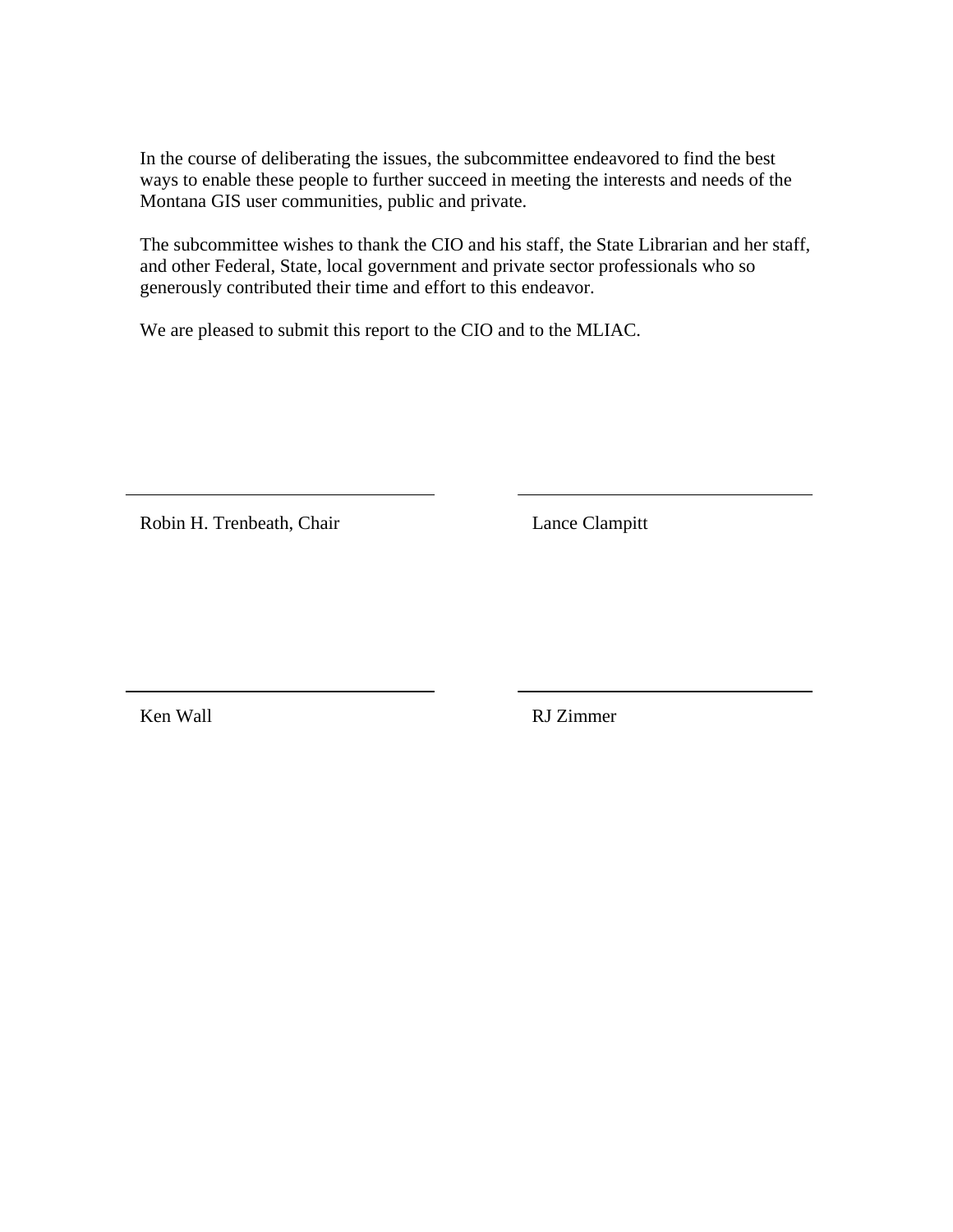In the course of deliberating the issues, the subcommittee endeavored to find the best ways to enable these people to further succeed in meeting the interests and needs of the Montana GIS user communities, public and private.

The subcommittee wishes to thank the CIO and his staff, the State Librarian and her staff, and other Federal, State, local government and private sector professionals who so generously contributed their time and effort to this endeavor.

We are pleased to submit this report to the CIO and to the MLIAC.

______________________________ ______________________________

Robin H. Trenbeath, Chair Lance Clampitt

______________________________ ______________________________

Ken Wall RJ Zimmer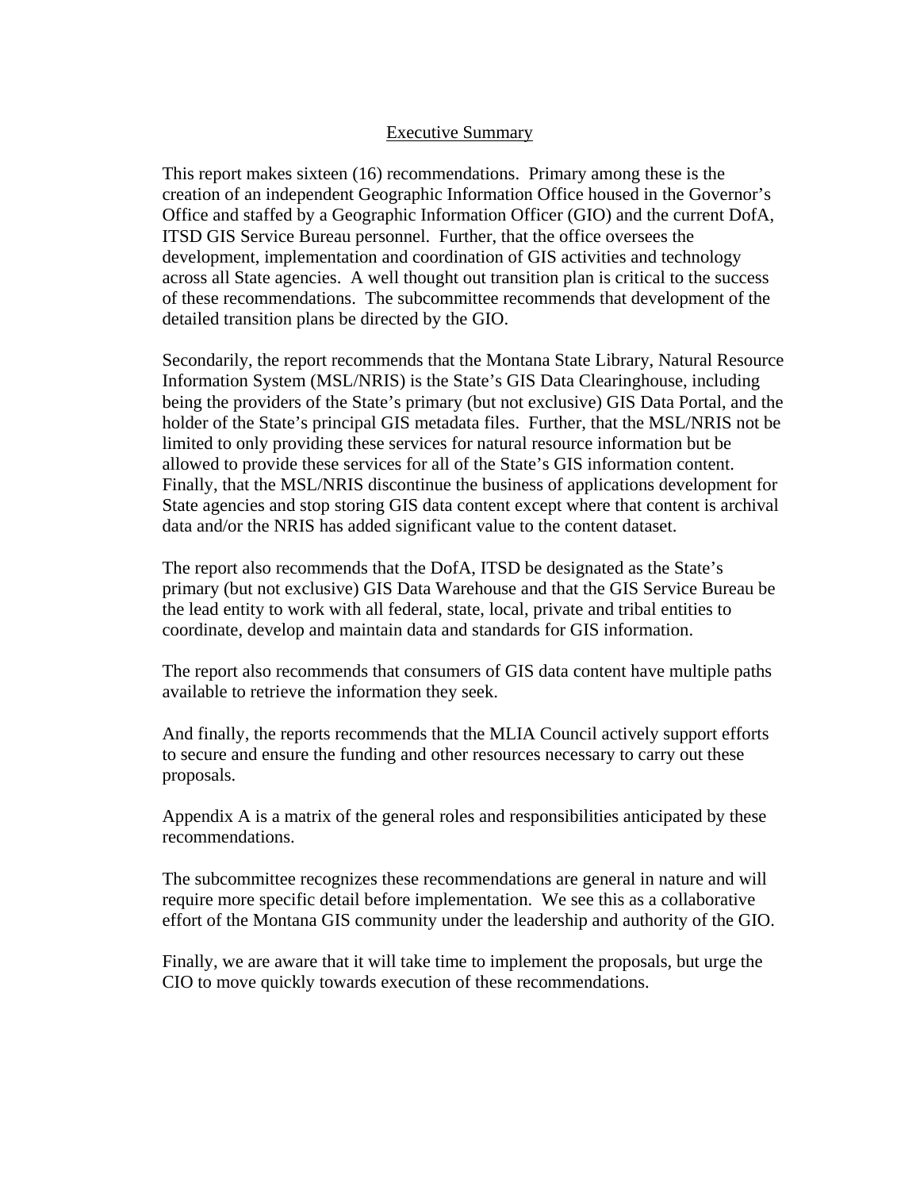## Executive Summary

This report makes sixteen (16) recommendations. Primary among these is the creation of an independent Geographic Information Office housed in the Governor's Office and staffed by a Geographic Information Officer (GIO) and the current DofA, ITSD GIS Service Bureau personnel. Further, that the office oversees the development, implementation and coordination of GIS activities and technology across all State agencies. A well thought out transition plan is critical to the success of these recommendations. The subcommittee recommends that development of the detailed transition plans be directed by the GIO.

Secondarily, the report recommends that the Montana State Library, Natural Resource Information System (MSL/NRIS) is the State's GIS Data Clearinghouse, including being the providers of the State's primary (but not exclusive) GIS Data Portal, and the holder of the State's principal GIS metadata files. Further, that the MSL/NRIS not be limited to only providing these services for natural resource information but be allowed to provide these services for all of the State's GIS information content. Finally, that the MSL/NRIS discontinue the business of applications development for State agencies and stop storing GIS data content except where that content is archival data and/or the NRIS has added significant value to the content dataset.

The report also recommends that the DofA, ITSD be designated as the State's primary (but not exclusive) GIS Data Warehouse and that the GIS Service Bureau be the lead entity to work with all federal, state, local, private and tribal entities to coordinate, develop and maintain data and standards for GIS information.

The report also recommends that consumers of GIS data content have multiple paths available to retrieve the information they seek.

And finally, the reports recommends that the MLIA Council actively support efforts to secure and ensure the funding and other resources necessary to carry out these proposals.

Appendix A is a matrix of the general roles and responsibilities anticipated by these recommendations.

The subcommittee recognizes these recommendations are general in nature and will require more specific detail before implementation. We see this as a collaborative effort of the Montana GIS community under the leadership and authority of the GIO.

Finally, we are aware that it will take time to implement the proposals, but urge the CIO to move quickly towards execution of these recommendations.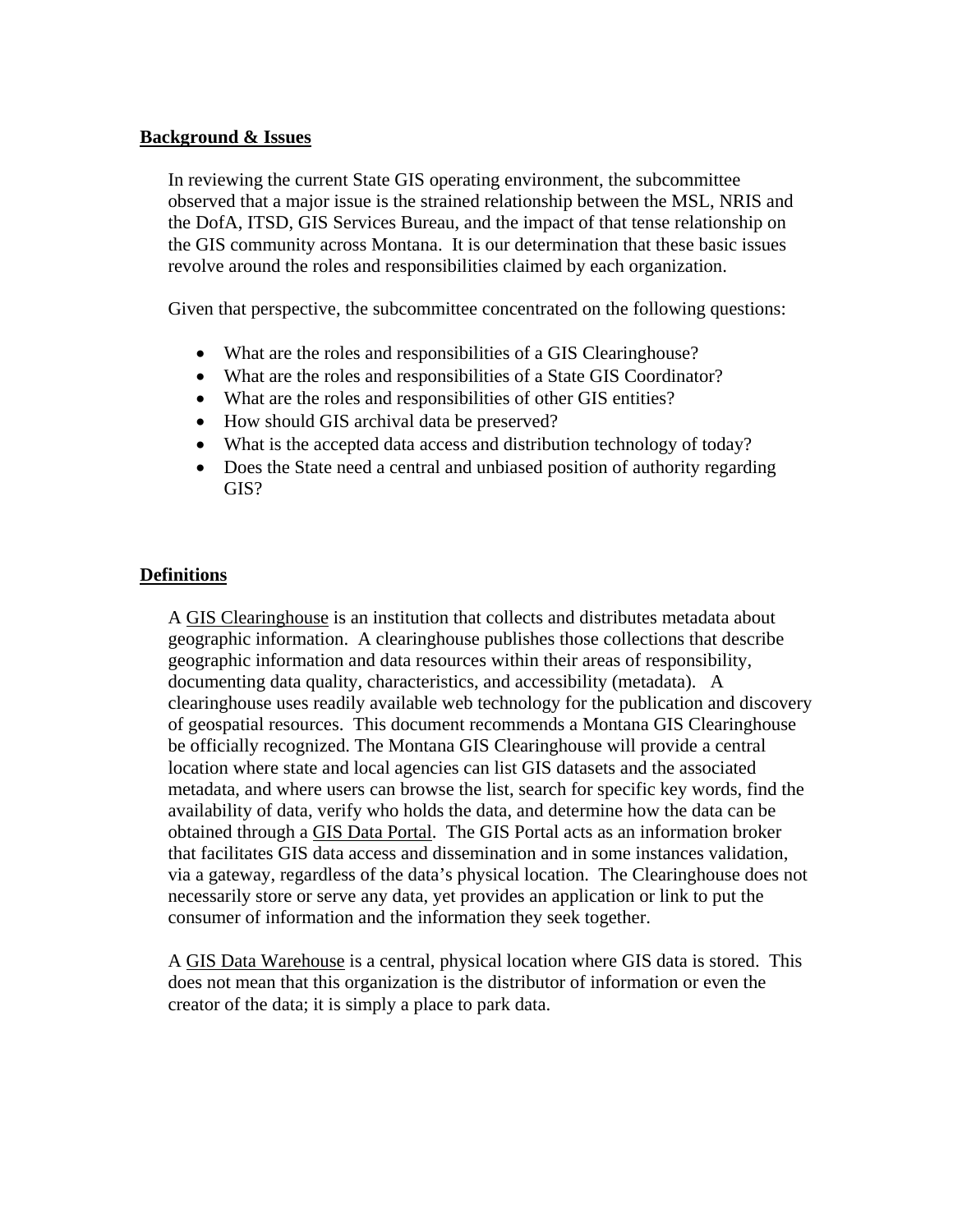## Background & Issues

In reviewing the current State GIS operating environment, the subcommittee observed that a major issue is the strained relationship between the MSL, NRIS and the DofA, ITSD, GIS Services Bureau, and the impact of that tense relationship on the GIS community across Montana. It is our determination that these basic issues revolve around the roles and responsibilities claimed by each organization.

Given that perspective, the subcommittee concentrated on the following questions:

- What are the roles and responsibilities of a GIS Clearinghouse?
- What are the roles and responsibilities of a State GIS Coordinator?
- What are the roles and responsibilities of other GIS entities?
- How should GIS archival data be preserved?
- What is the accepted data access and distribution technology of today?
- Does the State need a central and unbiased position of authority regarding GIS?

## Definitions

A GIS Clearinghouse is an institution that collects and distributes metadata about geographic information. A clearinghouse publishes those collections that describe geographic information and data resources within their areas of responsibility, documenting data quality, characteristics, and accessibility (metadata). A clearinghouse uses readily available web technology for the publication and discovery of geospatial resources. This document recommends a Montana GIS Clearinghouse be officially recognized. The Montana GIS Clearinghouse will provide a central location where state and local agencies can list GIS datasets and the associated metadata, and where users can browse the list, search for specific key words, find the availability of data, verify who holds the data, and determine how the data can be obtained through a GIS Data Portal. The GIS Portal acts as an information broker that facilitates GIS data access and dissemination and in some instances validation, via a gateway, regardless of the data's physical location. The Clearinghouse does not necessarily store or serve any data, yet provides an application or link to put the consumer of information and the information they seek together.

A GIS Data Warehouse is a central, physical location where GIS data is stored. This does not mean that this organization is the distributor of information or even the creator of the data; it is simply a place to park data.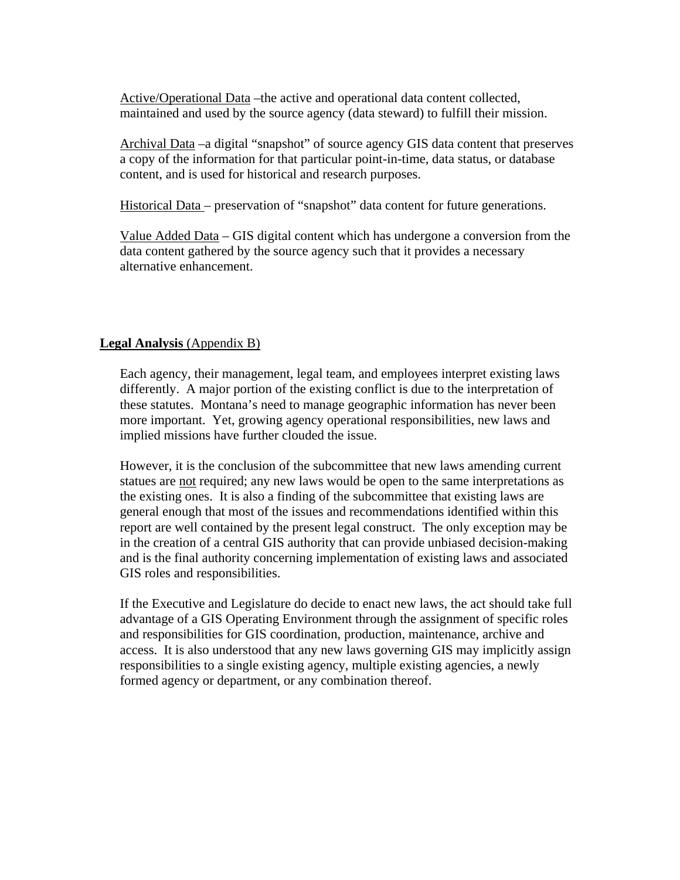Active/Operational Data –the active and operational data content collected, maintained and used by the source agency (data steward) to fulfill their mission.

Archival Data –a digital "snapshot" of source agency GIS data content that preserves a copy of the information for that particular point-in-time, data status, or database content, and is used for historical and research purposes.

Historical Data – preservation of "snapshot" data content for future generations.

Value Added Data – GIS digital content which has undergone a conversion from the data content gathered by the source agency such that it provides a necessary alternative enhancement.

**Legal Analysis** (Appendix B)

Each agency, their management, legal team, and employees interpret existing laws differently. A major portion of the existing conflict is due to the interpretation of these statutes. Montana's need to manage geographic information has never been more important. Yet, growing agency operational responsibilities, new laws and implied missions have further clouded the issue.

However, it is the conclusion of the subcommittee that new laws amending current statues are not required; any new laws would be open to the same interpretations as the existing ones. It is also a finding of the subcommittee that existing laws are general enough that most of the issues and recommendations identified within this report are well contained by the present legal construct. The only exception may be in the creation of a central GIS authority that can provide unbiased decision-making and is the final authority concerning implementation of existing laws and associated GIS roles and responsibilities.

If the Executive and Legislature do decide to enact new laws, the act should take full advantage of a GIS Operating Environment through the assignment of specific roles and responsibilities for GIS coordination, production, maintenance, archive and access. It is also understood that any new laws governing GIS may implicitly assign responsibilities to a single existing agency, multiple existing agencies, a newly formed agency or department, or any combination thereof.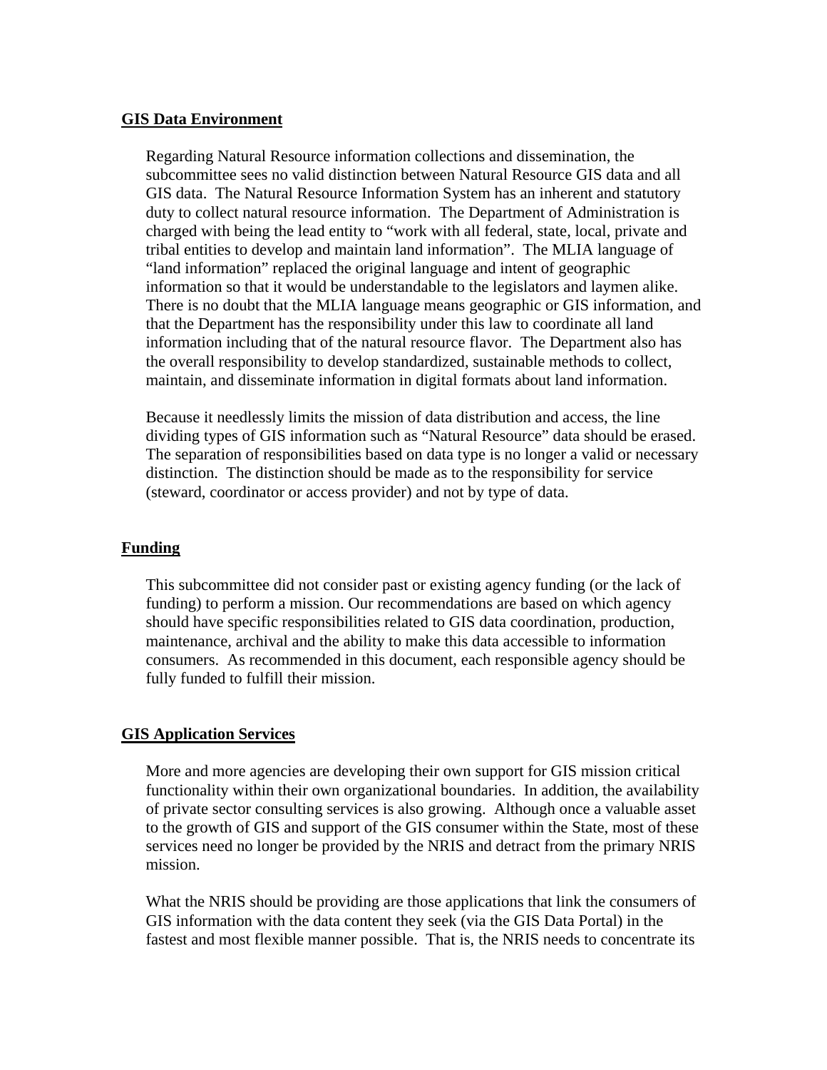## GIS Data Environment

Regarding Natural Resource information collections and dissemination, the subcommittee sees no valid distinction between Natural Resource GIS data and all GIS data. The Natural Resource Information System has an inherent and statutory duty to collect natural resource information. The Department of Administration is charged with being the lead entity to "work with all federal, state, local, private and tribal entities to develop and maintain land information". The MLIA language of "land information" replaced the original language and intent of geographic information so that it would be understandable to the legislators and laymen alike. There is no doubt that the MLIA language means geographic or GIS information, and that the Department has the responsibility under this law to coordinate all land information including that of the natural resource flavor. The Department also has the overall responsibility to develop standardized, sustainable methods to collect, maintain, and disseminate information in digital formats about land information.

Because it needlessly limits the mission of data distribution and access, the line dividing types of GIS information such as "Natural Resource" data should be erased. The separation of responsibilities based on data type is no longer a valid or necessary distinction. The distinction should be made as to the responsibility for service (steward, coordinator or access provider) and not by type of data.

## Funding

This subcommittee did not consider past or existing agency funding (or the lack of funding) to perform a mission. Our recommendations are based on which agency should have specific responsibilities related to GIS data coordination, production, maintenance, archival and the ability to make this data accessible to information consumers. As recommended in this document, each responsible agency should be fully funded to fulfill their mission.

## GIS Application Services

More and more agencies are developing their own support for GIS mission critical functionality within their own organizational boundaries. In addition, the availability of private sector consulting services is also growing. Although once a valuable asset to the growth of GIS and support of the GIS consumer within the State, most of these services need no longer be provided by the NRIS and detract from the primary NRIS mission.

What the NRIS should be providing are those applications that link the consumers of GIS information with the data content they seek (via the GIS Data Portal) in the fastest and most flexible manner possible. That is, the NRIS needs to concentrate its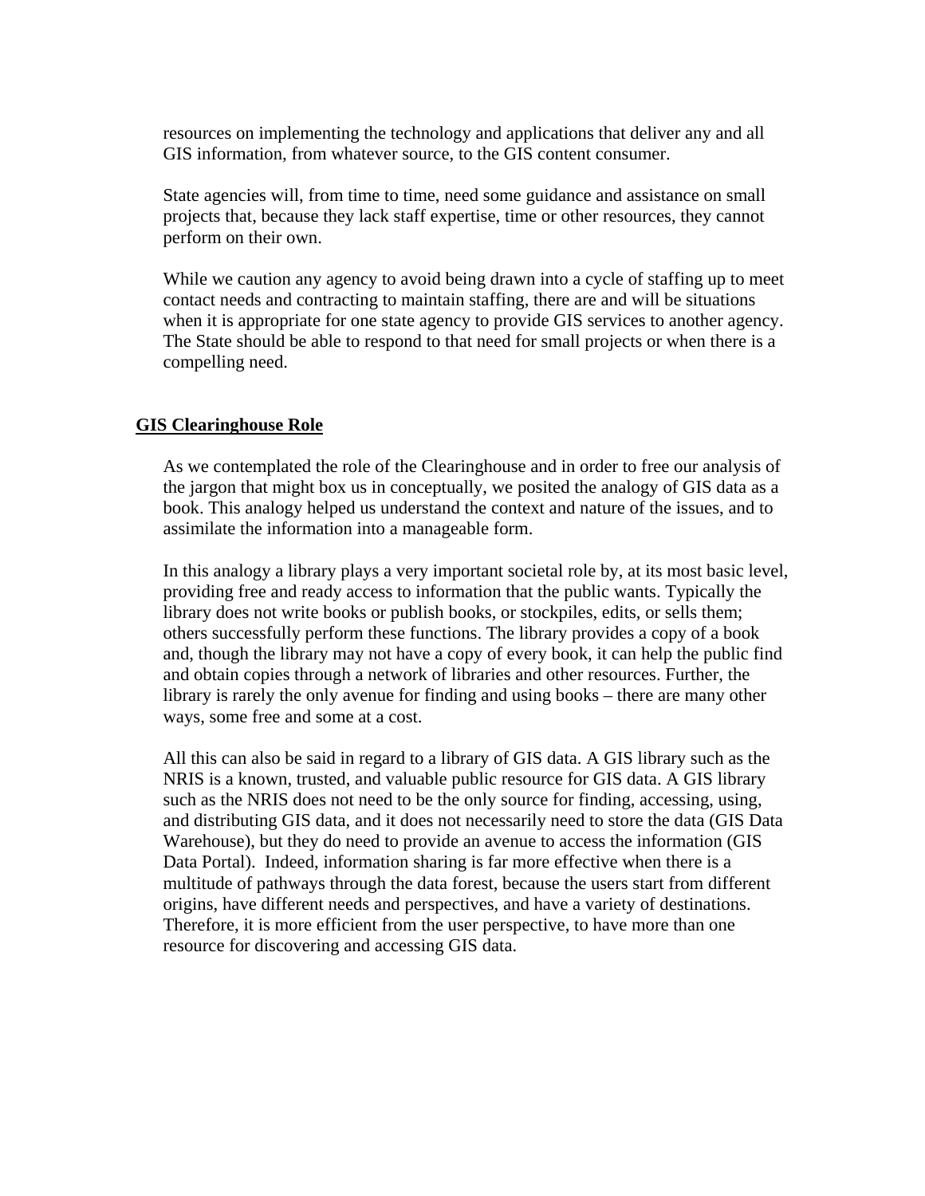resources on implementing the technology and applications that deliver any and all GIS information, from whatever source, to the GIS content consumer.

State agencies will, from time to time, need some guidance and assistance on small projects that, because they lack staff expertise, time or other resources, they cannot perform on their own.

While we caution any agency to avoid being drawn into a cycle of staffing up to meet contact needs and contracting to maintain staffing, there are and will be situations when it is appropriate for one state agency to provide GIS services to another agency. The State should be able to respond to that need for small projects or when there is a compelling need.

## GIS Clearinghouse Role

As we contemplated the role of the Clearinghouse and in order to free our analysis of the jargon that might box us in conceptually, we posited the analogy of GIS data as a book. This analogy helped us understand the context and nature of the issues, and to assimilate the information into a manageable form.

In this analogy a library plays a very important societal role by, at its most basic level, providing free and ready access to information that the public wants. Typically the library does not write books or publish books, or stockpiles, edits, or sells them; others successfully perform these functions. The library provides a copy of a book and, though the library may not have a copy of every book, it can help the public find and obtain copies through a network of libraries and other resources. Further, the library is rarely the only avenue for finding and using books – there are many other ways, some free and some at a cost.

All this can also be said in regard to a library of GIS data. A GIS library such as the NRIS is a known, trusted, and valuable public resource for GIS data. A GIS library such as the NRIS does not need to be the only source for finding, accessing, using, and distributing GIS data, and it does not necessarily need to store the data (GIS Data Warehouse), but they do need to provide an avenue to access the information (GIS Data Portal). Indeed, information sharing is far more effective when there is a multitude of pathways through the data forest, because the users start from different origins, have different needs and perspectives, and have a variety of destinations. Therefore, it is more efficient from the user perspective, to have more than one resource for discovering and accessing GIS data.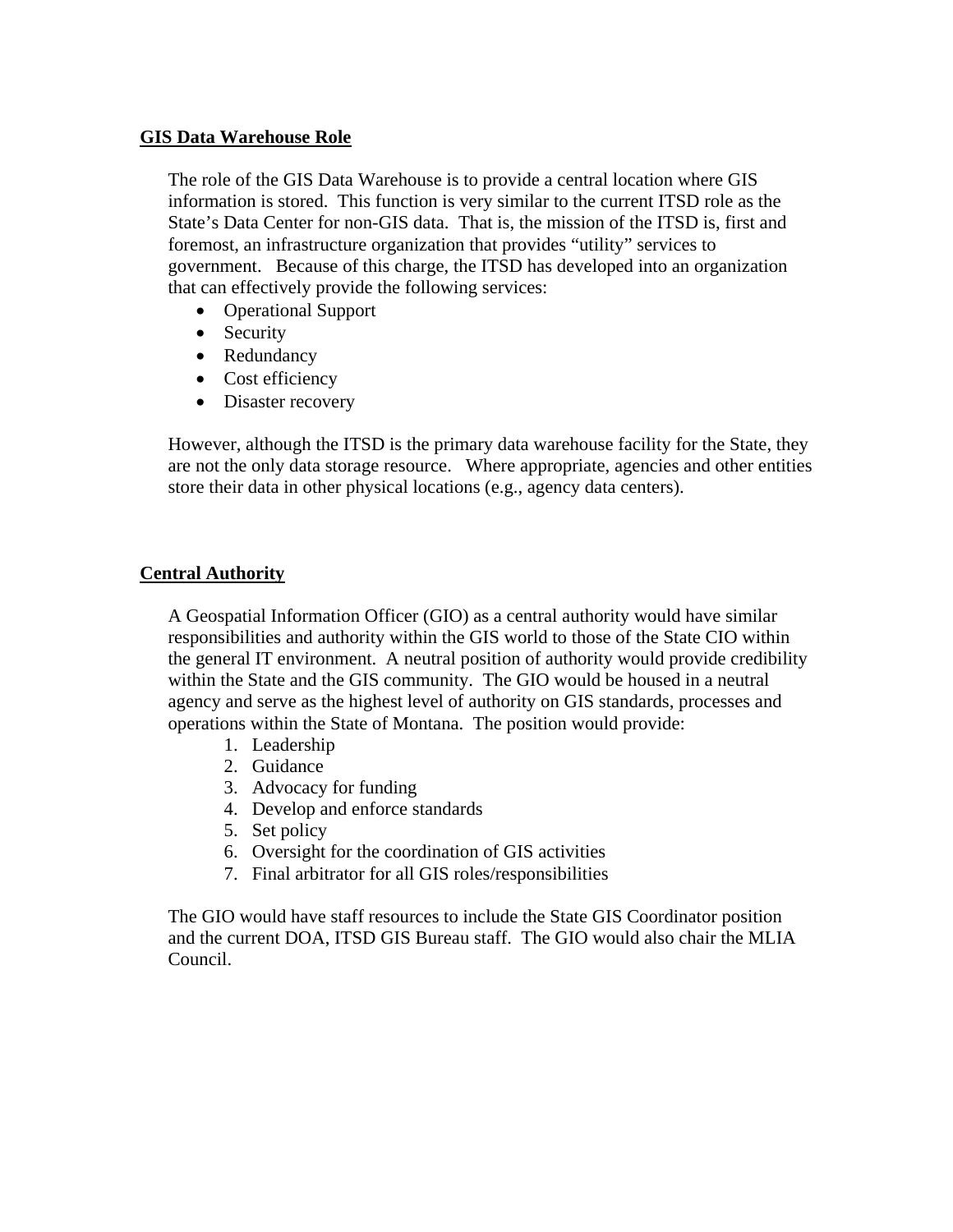## GIS Data Warehouse Role

The role of the GIS Data Warehouse is to provide a central location where GIS information is stored. This function is very similar to the current ITSD role as the State's Data Center for non-GIS data. That is, the mission of the ITSD is, first and foremost, an infrastructure organization that provides "utility" services to government. Because of this charge, the ITSD has developed into an organization that can effectively provide the following services:

- Operational Support
- Security
- Redundancy
- Cost efficiency
- Disaster recovery

However, although the ITSD is the primary data warehouse facility for the State, they are not the only data storage resource. Where appropriate, agencies and other entities store their data in other physical locations (e.g., agency data centers).

## Central Authority

A Geospatial Information Officer (GIO) as a central authority would have similar responsibilities and authority within the GIS world to those of the State CIO within the general IT environment. A neutral position of authority would provide credibility within the State and the GIS community. The GIO would be housed in a neutral agency and serve as the highest level of authority on GIS standards, processes and operations within the State of Montana. The position would provide:

1. Leadership
2. Guidance
3. Advocacy for funding
4. Develop and enforce standards
5. Set policy
6. Oversight for the coordination of GIS activities
7. Final arbitrator for all GIS roles/responsibilities

The GIO would have staff resources to include the State GIS Coordinator position and the current DOA, ITSD GIS Bureau staff. The GIO would also chair the MLIA Council.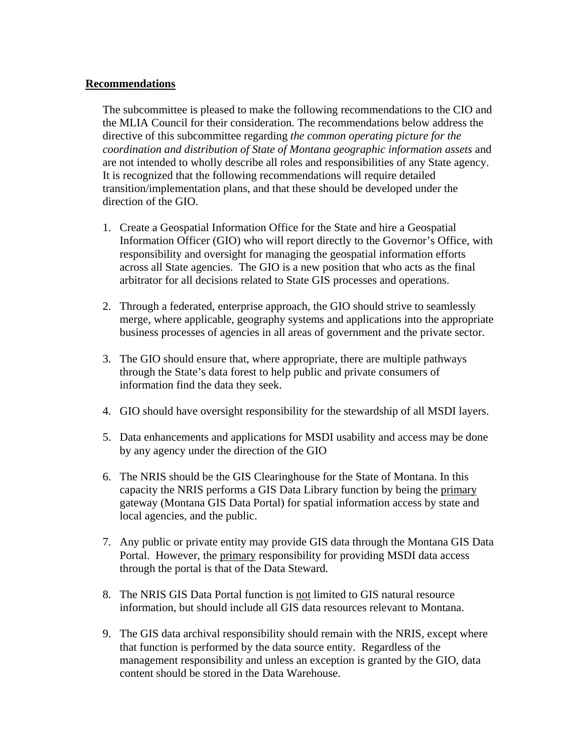**<u>Recommendations</u>**

The subcommittee is pleased to make the following recommendations to the CIO and the MLIA Council for their consideration. The recommendations below address the directive of this subcommittee regarding *the common operating picture for the coordination and distribution of State of Montana geographic information assets* and are not intended to wholly describe all roles and responsibilities of any State agency. It is recognized that the following recommendations will require detailed transition/implementation plans, and that these should be developed under the direction of the GIO.

1. Create a Geospatial Information Office for the State and hire a Geospatial Information Officer (GIO) who will report directly to the Governor's Office, with responsibility and oversight for managing the geospatial information efforts across all State agencies. The GIO is a new position that who acts as the final arbitrator for all decisions related to State GIS processes and operations.

2. Through a federated, enterprise approach, the GIO should strive to seamlessly merge, where applicable, geography systems and applications into the appropriate business processes of agencies in all areas of government and the private sector.

3. The GIO should ensure that, where appropriate, there are multiple pathways through the State's data forest to help public and private consumers of information find the data they seek.

4. GIO should have oversight responsibility for the stewardship of all MSDI layers.

5. Data enhancements and applications for MSDI usability and access may be done by any agency under the direction of the GIO

6. The NRIS should be the GIS Clearinghouse for the State of Montana. In this capacity the NRIS performs a GIS Data Library function by being the <u>primary</u> gateway (Montana GIS Data Portal) for spatial information access by state and local agencies, and the public.

7. Any public or private entity may provide GIS data through the Montana GIS Data Portal. However, the <u>primary</u> responsibility for providing MSDI data access through the portal is that of the Data Steward.

8. The NRIS GIS Data Portal function is <u>not</u> limited to GIS natural resource information, but should include all GIS data resources relevant to Montana.

9. The GIS data archival responsibility should remain with the NRIS, except where that function is performed by the data source entity. Regardless of the management responsibility and unless an exception is granted by the GIO, data content should be stored in the Data Warehouse.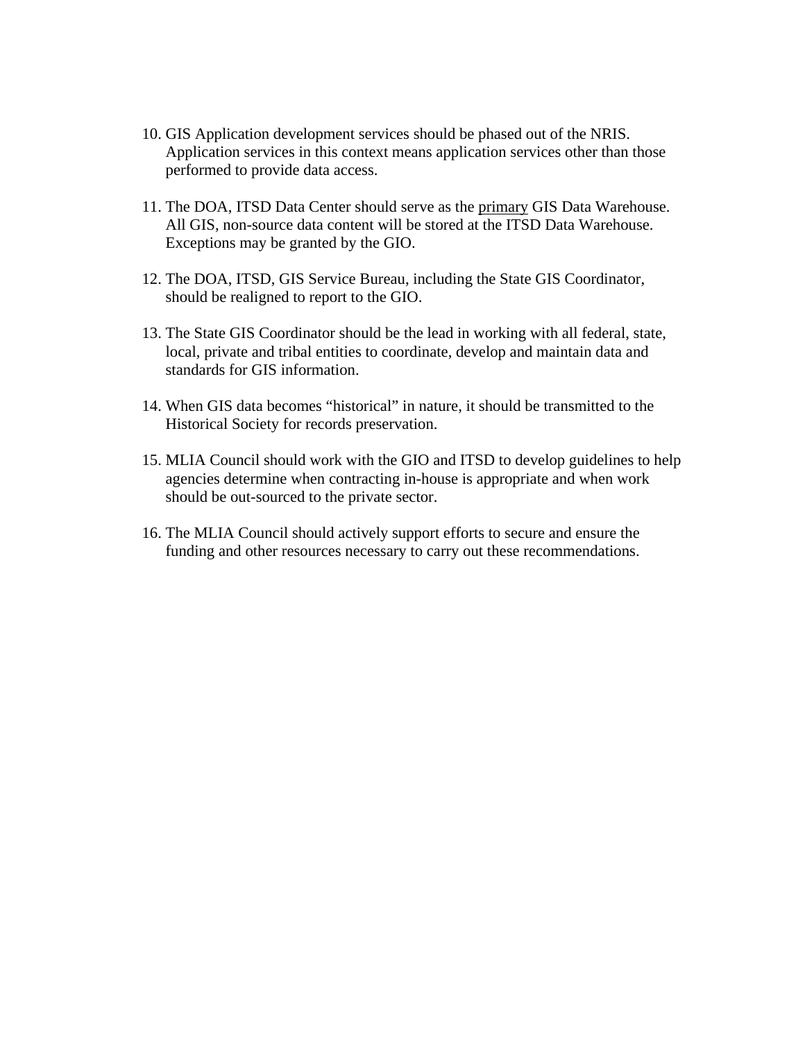10. GIS Application development services should be phased out of the NRIS. Application services in this context means application services other than those performed to provide data access.

11. The DOA, ITSD Data Center should serve as the <u>primary</u> GIS Data Warehouse. All GIS, non-source data content will be stored at the ITSD Data Warehouse. Exceptions may be granted by the GIO.

12. The DOA, ITSD, GIS Service Bureau, including the State GIS Coordinator, should be realigned to report to the GIO.

13. The State GIS Coordinator should be the lead in working with all federal, state, local, private and tribal entities to coordinate, develop and maintain data and standards for GIS information.

14. When GIS data becomes "historical" in nature, it should be transmitted to the Historical Society for records preservation.

15. MLIA Council should work with the GIO and ITSD to develop guidelines to help agencies determine when contracting in-house is appropriate and when work should be out-sourced to the private sector.

16. The MLIA Council should actively support efforts to secure and ensure the funding and other resources necessary to carry out these recommendations.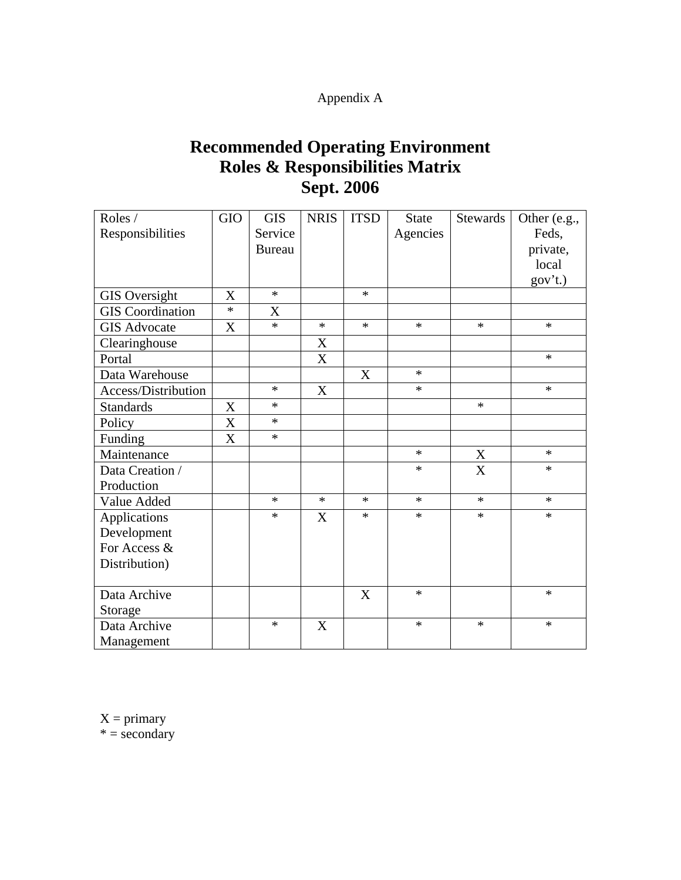Appendix A

# Recommended Operating Environment
# Roles & Responsibilities Matrix
# Sept. 2006

| Roles / Responsibilities | GIO | GIS Service Bureau | NRIS | ITSD | State Agencies | Stewards | Other (e.g., Feds, private, local gov't.) |
|---|---|---|---|---|---|---|---|
| GIS Oversight | X | * | | * | | | |
| GIS Coordination | * | X | | | | | |
| GIS Advocate | X | * | * | * | * | * | * |
| Clearinghouse | | | X | | | | |
| Portal | | | X | | | | * |
| Data Warehouse | | | | X | * | | |
| Access/Distribution | | * | X | | * | | * |
| Standards | X | * | | | | * | |
| Policy | X | * | | | | | |
| Funding | X | * | | | | | |
| Maintenance | | | | | * | X | * |
| Data Creation / Production | | | | | * | X | * |
| Value Added | | * | * | * | * | * | * |
| Applications Development For Access & Distribution) | | * | X | * | * | * | * |
| Data Archive Storage | | | | X | * | | * |
| Data Archive Management | | * | X | | * | * | * |

X = primary
* = secondary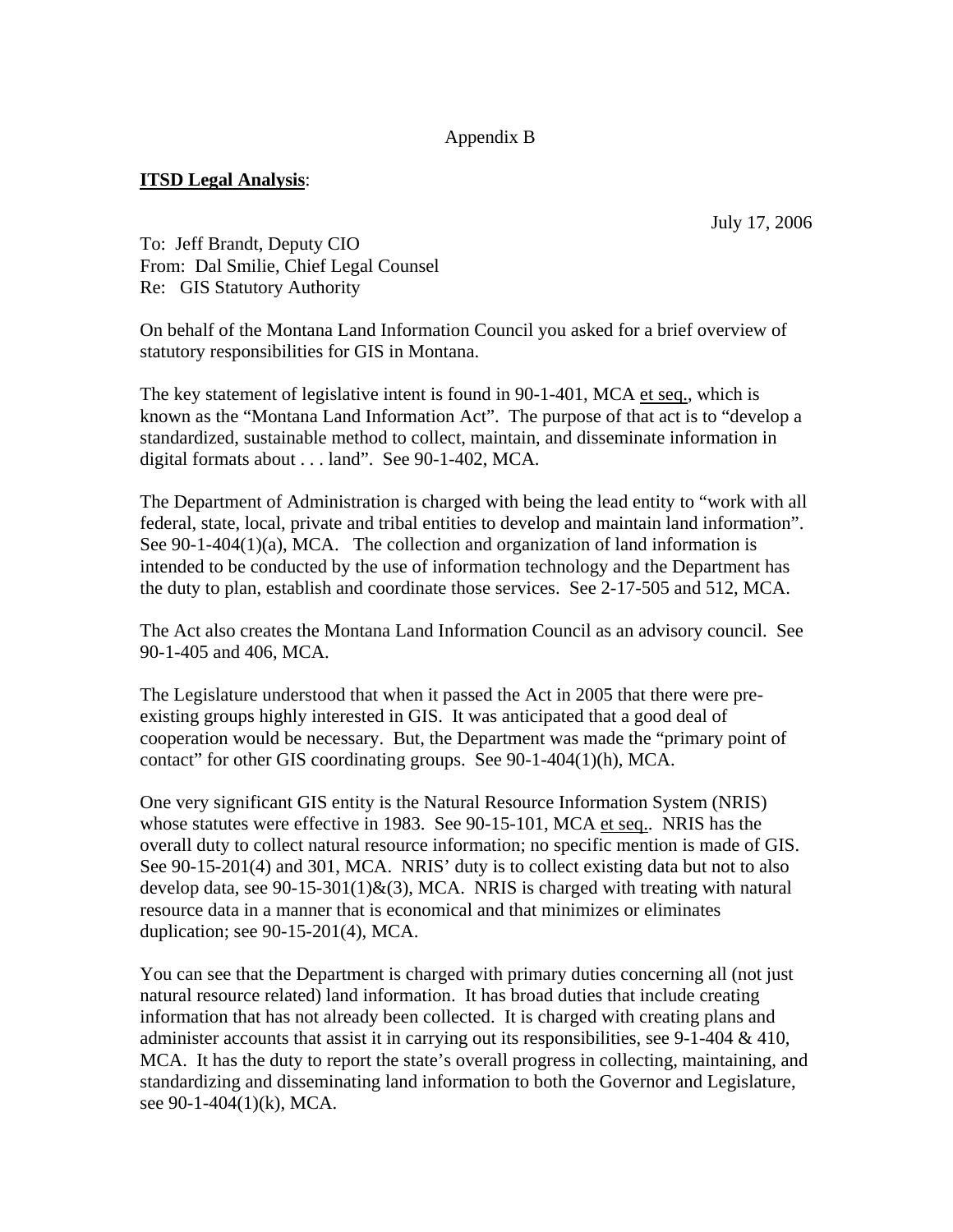Appendix B

**ITSD Legal Analysis**:

July 17, 2006

To: Jeff Brandt, Deputy CIO
From: Dal Smilie, Chief Legal Counsel
Re: GIS Statutory Authority

On behalf of the Montana Land Information Council you asked for a brief overview of statutory responsibilities for GIS in Montana.

The key statement of legislative intent is found in 90-1-401, MCA et seq., which is known as the "Montana Land Information Act". The purpose of that act is to "develop a standardized, sustainable method to collect, maintain, and disseminate information in digital formats about . . . land". See 90-1-402, MCA.

The Department of Administration is charged with being the lead entity to "work with all federal, state, local, private and tribal entities to develop and maintain land information". See 90-1-404(1)(a), MCA. The collection and organization of land information is intended to be conducted by the use of information technology and the Department has the duty to plan, establish and coordinate those services. See 2-17-505 and 512, MCA.

The Act also creates the Montana Land Information Council as an advisory council. See 90-1-405 and 406, MCA.

The Legislature understood that when it passed the Act in 2005 that there were pre-existing groups highly interested in GIS. It was anticipated that a good deal of cooperation would be necessary. But, the Department was made the "primary point of contact" for other GIS coordinating groups. See 90-1-404(1)(h), MCA.

One very significant GIS entity is the Natural Resource Information System (NRIS) whose statutes were effective in 1983. See 90-15-101, MCA et seq.. NRIS has the overall duty to collect natural resource information; no specific mention is made of GIS. See 90-15-201(4) and 301, MCA. NRIS' duty is to collect existing data but not to also develop data, see 90-15-301(1)&(3), MCA. NRIS is charged with treating with natural resource data in a manner that is economical and that minimizes or eliminates duplication; see 90-15-201(4), MCA.

You can see that the Department is charged with primary duties concerning all (not just natural resource related) land information. It has broad duties that include creating information that has not already been collected. It is charged with creating plans and administer accounts that assist it in carrying out its responsibilities, see 9-1-404 & 410, MCA. It has the duty to report the state's overall progress in collecting, maintaining, and standardizing and disseminating land information to both the Governor and Legislature, see 90-1-404(1)(k), MCA.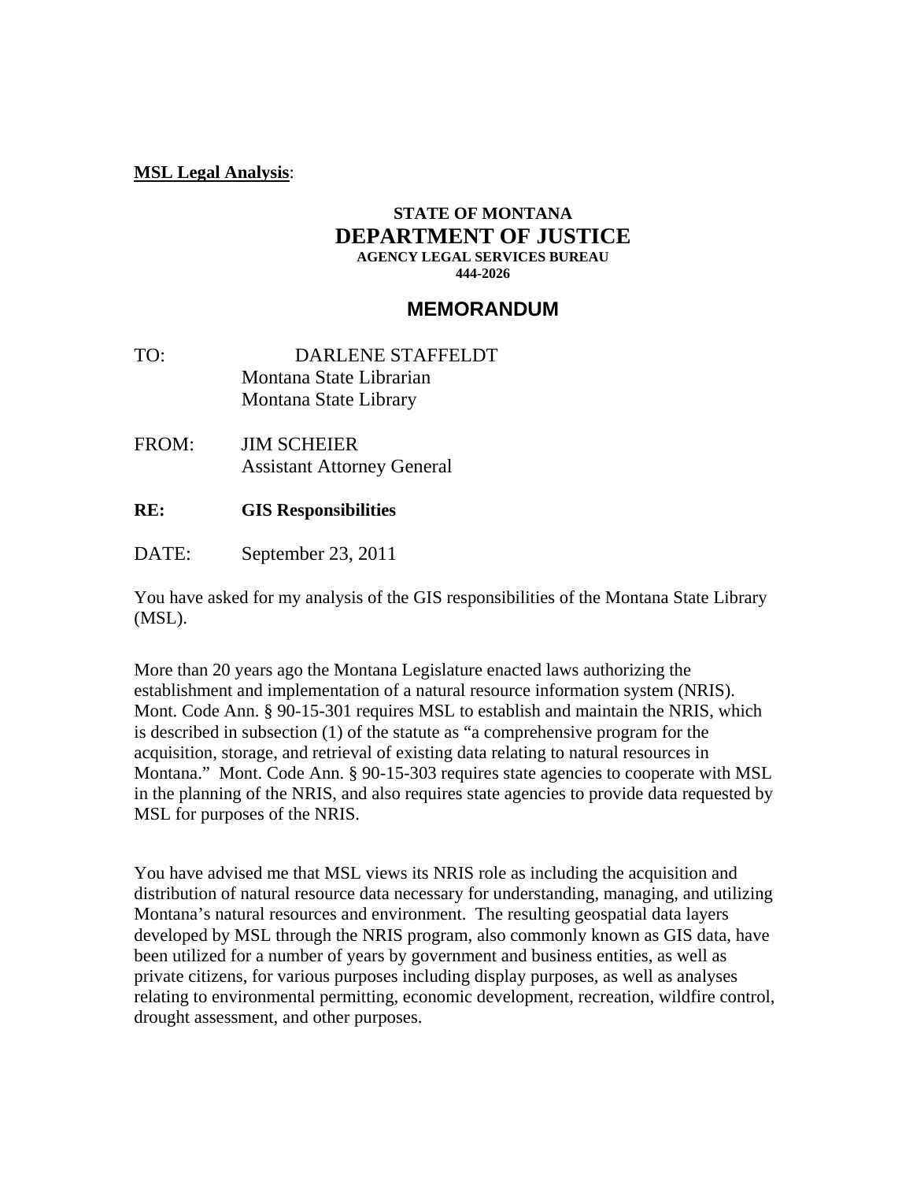**MSL Legal Analysis**:

**STATE OF MONTANA**

# DEPARTMENT OF JUSTICE

**AGENCY LEGAL SERVICES BUREAU**

**444-2026**

## MEMORANDUM

TO: DARLENE STAFFELDT
Montana State Librarian
Montana State Library

FROM: JIM SCHEIER
Assistant Attorney General

**RE: GIS Responsibilities**

DATE: September 23, 2011

You have asked for my analysis of the GIS responsibilities of the Montana State Library (MSL).

More than 20 years ago the Montana Legislature enacted laws authorizing the establishment and implementation of a natural resource information system (NRIS). Mont. Code Ann. § 90-15-301 requires MSL to establish and maintain the NRIS, which is described in subsection (1) of the statute as "a comprehensive program for the acquisition, storage, and retrieval of existing data relating to natural resources in Montana." Mont. Code Ann. § 90-15-303 requires state agencies to cooperate with MSL in the planning of the NRIS, and also requires state agencies to provide data requested by MSL for purposes of the NRIS.

You have advised me that MSL views its NRIS role as including the acquisition and distribution of natural resource data necessary for understanding, managing, and utilizing Montana's natural resources and environment. The resulting geospatial data layers developed by MSL through the NRIS program, also commonly known as GIS data, have been utilized for a number of years by government and business entities, as well as private citizens, for various purposes including display purposes, as well as analyses relating to environmental permitting, economic development, recreation, wildfire control, drought assessment, and other purposes.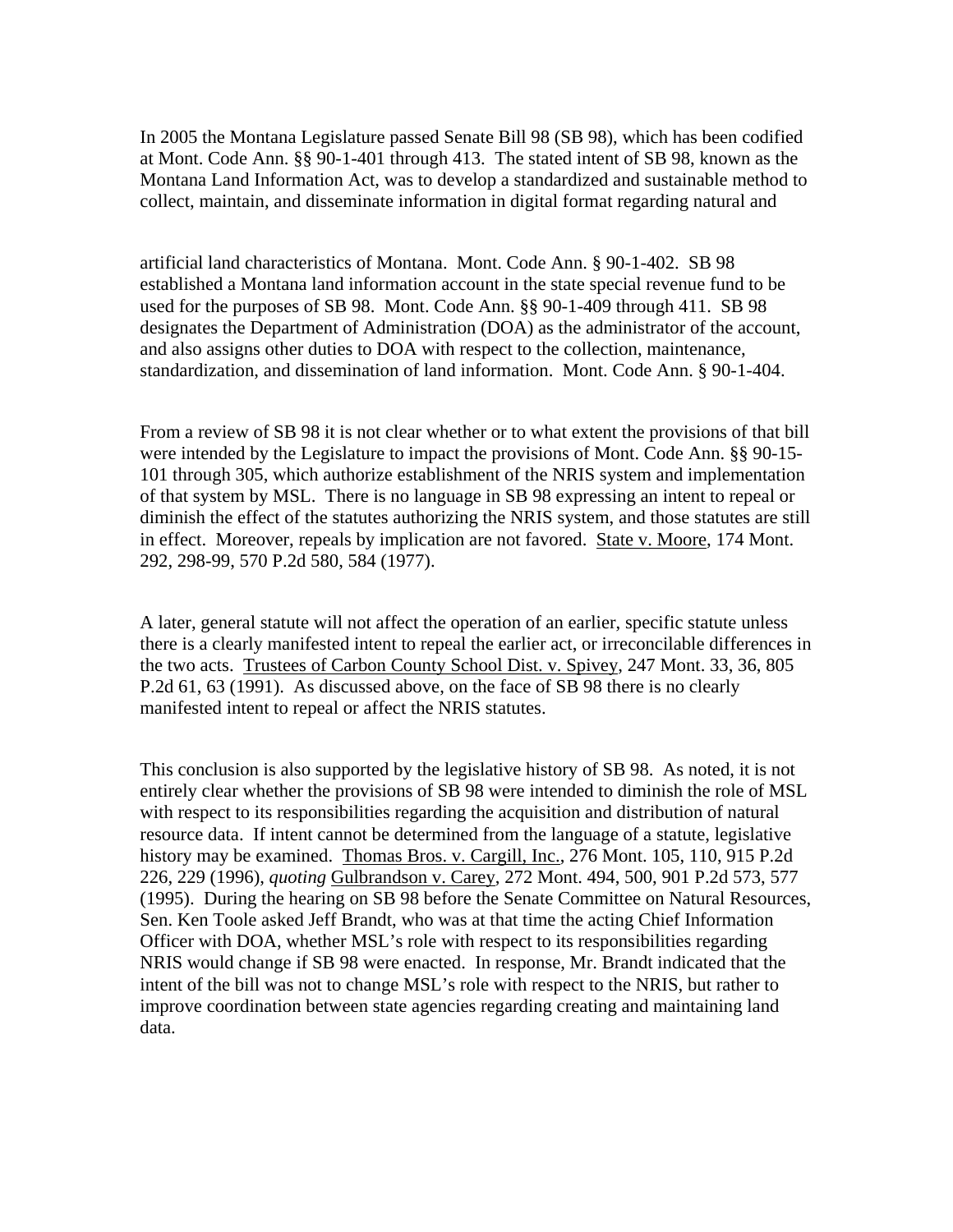In 2005 the Montana Legislature passed Senate Bill 98 (SB 98), which has been codified at Mont. Code Ann. §§ 90-1-401 through 413. The stated intent of SB 98, known as the Montana Land Information Act, was to develop a standardized and sustainable method to collect, maintain, and disseminate information in digital format regarding natural and artificial land characteristics of Montana. Mont. Code Ann. § 90-1-402. SB 98 established a Montana land information account in the state special revenue fund to be used for the purposes of SB 98. Mont. Code Ann. §§ 90-1-409 through 411. SB 98 designates the Department of Administration (DOA) as the administrator of the account, and also assigns other duties to DOA with respect to the collection, maintenance, standardization, and dissemination of land information. Mont. Code Ann. § 90-1-404.

From a review of SB 98 it is not clear whether or to what extent the provisions of that bill were intended by the Legislature to impact the provisions of Mont. Code Ann. §§ 90-15-101 through 305, which authorize establishment of the NRIS system and implementation of that system by MSL. There is no language in SB 98 expressing an intent to repeal or diminish the effect of the statutes authorizing the NRIS system, and those statutes are still in effect. Moreover, repeals by implication are not favored. State v. Moore, 174 Mont. 292, 298-99, 570 P.2d 580, 584 (1977).

A later, general statute will not affect the operation of an earlier, specific statute unless there is a clearly manifested intent to repeal the earlier act, or irreconcilable differences in the two acts. Trustees of Carbon County School Dist. v. Spivey, 247 Mont. 33, 36, 805 P.2d 61, 63 (1991). As discussed above, on the face of SB 98 there is no clearly manifested intent to repeal or affect the NRIS statutes.

This conclusion is also supported by the legislative history of SB 98. As noted, it is not entirely clear whether the provisions of SB 98 were intended to diminish the role of MSL with respect to its responsibilities regarding the acquisition and distribution of natural resource data. If intent cannot be determined from the language of a statute, legislative history may be examined. Thomas Bros. v. Cargill, Inc., 276 Mont. 105, 110, 915 P.2d 226, 229 (1996), *quoting* Gulbrandson v. Carey, 272 Mont. 494, 500, 901 P.2d 573, 577 (1995). During the hearing on SB 98 before the Senate Committee on Natural Resources, Sen. Ken Toole asked Jeff Brandt, who was at that time the acting Chief Information Officer with DOA, whether MSL's role with respect to its responsibilities regarding NRIS would change if SB 98 were enacted. In response, Mr. Brandt indicated that the intent of the bill was not to change MSL's role with respect to the NRIS, but rather to improve coordination between state agencies regarding creating and maintaining land data.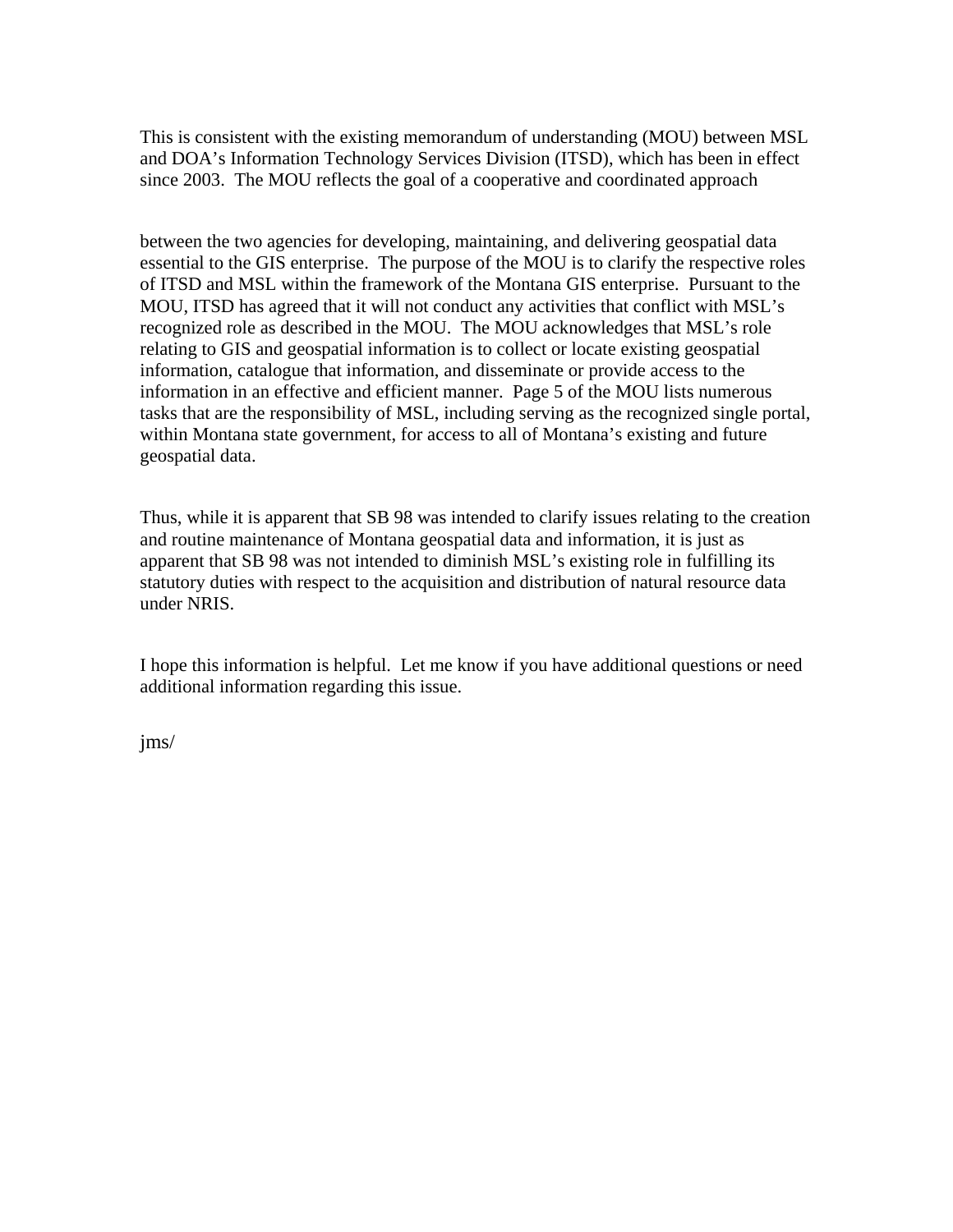This is consistent with the existing memorandum of understanding (MOU) between MSL and DOA's Information Technology Services Division (ITSD), which has been in effect since 2003. The MOU reflects the goal of a cooperative and coordinated approach between the two agencies for developing, maintaining, and delivering geospatial data essential to the GIS enterprise. The purpose of the MOU is to clarify the respective roles of ITSD and MSL within the framework of the Montana GIS enterprise. Pursuant to the MOU, ITSD has agreed that it will not conduct any activities that conflict with MSL's recognized role as described in the MOU. The MOU acknowledges that MSL's role relating to GIS and geospatial information is to collect or locate existing geospatial information, catalogue that information, and disseminate or provide access to the information in an effective and efficient manner. Page 5 of the MOU lists numerous tasks that are the responsibility of MSL, including serving as the recognized single portal, within Montana state government, for access to all of Montana's existing and future geospatial data.

Thus, while it is apparent that SB 98 was intended to clarify issues relating to the creation and routine maintenance of Montana geospatial data and information, it is just as apparent that SB 98 was not intended to diminish MSL's existing role in fulfilling its statutory duties with respect to the acquisition and distribution of natural resource data under NRIS.

I hope this information is helpful. Let me know if you have additional questions or need additional information regarding this issue.

jms/